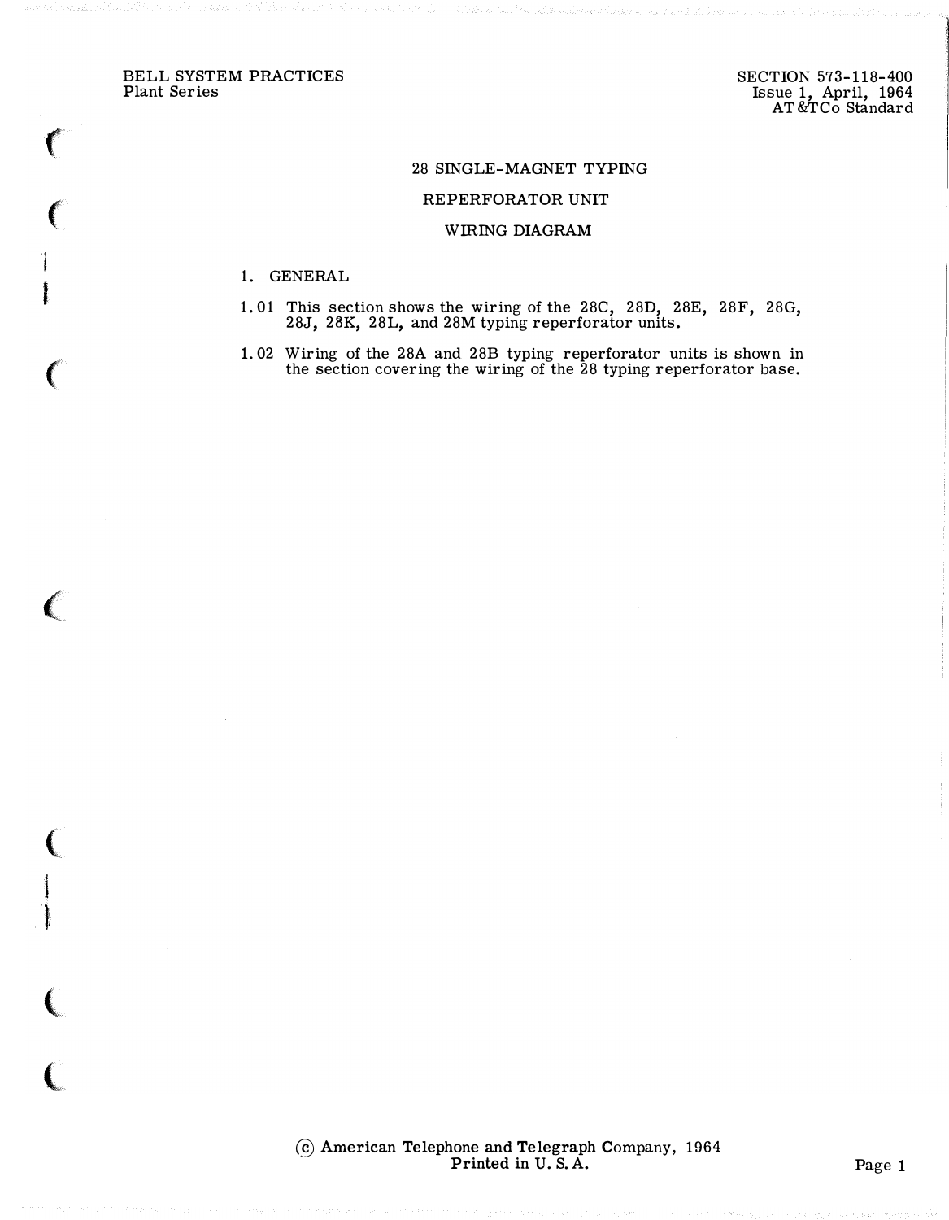BELL SYSTEM PRACTICES
Plant Series

SECTION 573-118-400
Issue 1, April, 1964
AT&TCo Standard

# 28 SINGLE-MAGNET TYPING REPERFORATOR UNIT WIRING DIAGRAM

## 1. GENERAL

1.01 This section shows the wiring of the 28C, 28D, 28E, 28F, 28G, 28J, 28K, 28L, and 28M typing reperforator units.

1.02 Wiring of the 28A and 28B typing reperforator units is shown in the section covering the wiring of the 28 typing reperforator base.

© American Telephone and Telegraph Company, 1964
Printed in U. S. A.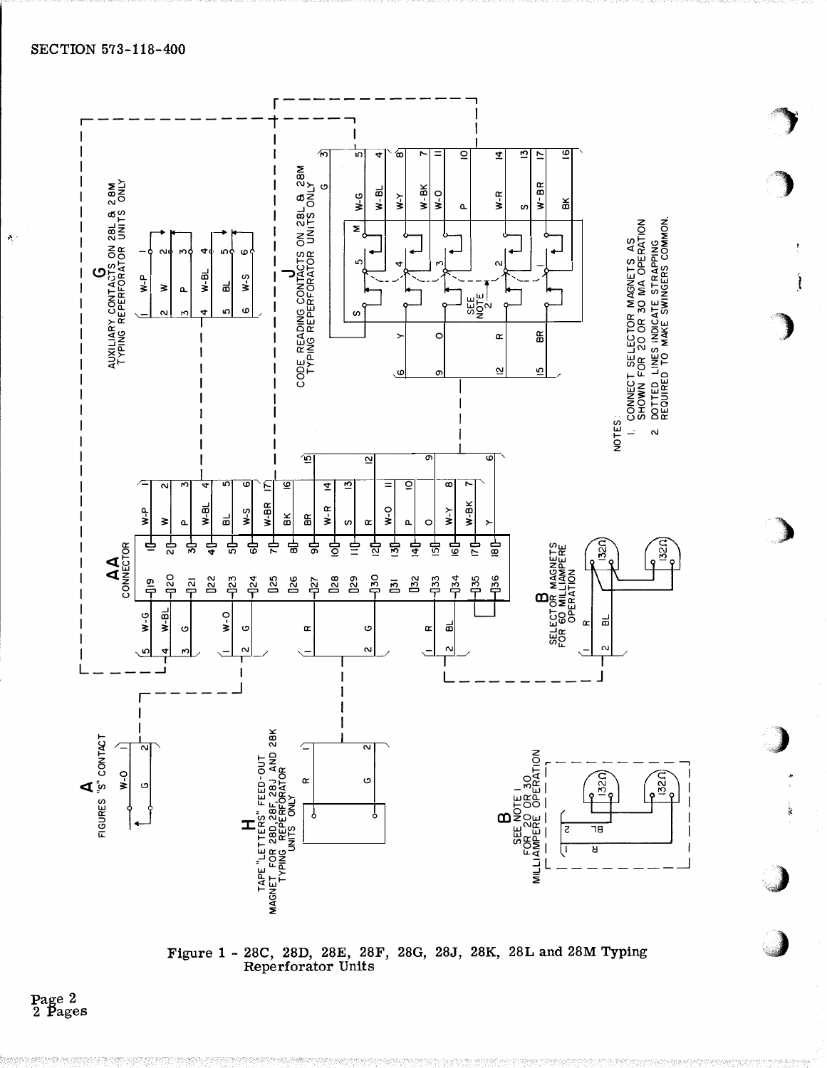G
AUXILIARY CONTACTS ON 28L & 28M TYPING REPERFORATOR UNITS ONLY

J
CODE READING CONTACTS ON 28L & 28M TYPING REPERFORATOR UNITS ONLY

SEE NOTE 2

AA
CONNECTOR

B
SELECTOR MAGNETS FOR 60 MILLIAMPERE OPERATION

A
FIGURES "S" CONTACT

H
TAPE "LETTERS" FEED-OUT MAGNET FOR 28D, 28F, 28J AND 28K TYPING REPERFORATOR UNITS ONLY

B
SEE NOTE 1 FOR 20 OR 30 MILLIAMPERE OPERATION

NOTES:

1. CONNECT SELECTOR MAGNETS AS SHOWN FOR 20 OR 30 MA OPERATION
2. DOTTED LINES INDICATE STRAPPING REQUIRED TO MAKE SWINGERS COMMON.

Figure 1 - 28C, 28D, 28E, 28F, 28G, 28J, 28K, 28L and 28M Typing Reperforator Units